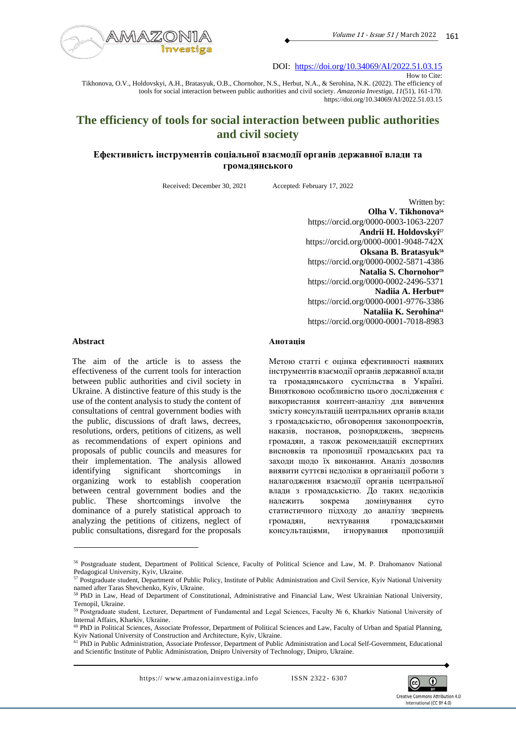DOI: https://doi.org/10.34069/AI/2022.51.03.15

How to Cite:

Tikhonova, O.V., Holdovskyi, A.H., Bratasyuk, O.B., Chornohor, N.S., Herbut, N.A., & Serohina, N.K. (2022). The efficiency of tools for social interaction between public authorities and civil society. *Amazonia Investiga*, *11*(51), 161-170. https://doi.org/10.34069/AI/2022.51.03.15

# The efficiency of tools for social interaction between public authorities and civil society

## Ефективність інструментів соціальної взаємодії органів державної влади та громадянського

Received: December 30, 2021 Accepted: February 17, 2022

Written by:

**Olha V. Tikhonova**[56]
https://orcid.org/0000-0003-1063-2207

**Andrii H. Holdovskyi**[57]
https://orcid.org/0000-0001-9048-742X

**Oksana B. Bratasyuk**[58]
https://orcid.org/0000-0002-5871-4386

**Natalia S. Chornohor**[59]
https://orcid.org/0000-0002-2496-5371

**Nadiia A. Herbut**[60]
https://orcid.org/0000-0001-9776-3386

**Nataliia K. Serohina**[61]
https://orcid.org/0000-0001-7018-8983

### Abstract

The aim of the article is to assess the effectiveness of the current tools for interaction between public authorities and civil society in Ukraine. A distinctive feature of this study is the use of the content analysis to study the content of consultations of central government bodies with the public, discussions of draft laws, decrees, resolutions, orders, petitions of citizens, as well as recommendations of expert opinions and proposals of public councils and measures for their implementation. The analysis allowed identifying significant shortcomings in organizing work to establish cooperation between central government bodies and the public. These shortcomings involve the dominance of a purely statistical approach to analyzing the petitions of citizens, neglect of public consultations, disregard for the proposals

### Анотація

Метою статті є оцінка ефективності наявних інструментів взаємодії органів державної влади та громадянського суспільства в Україні. Винятковою особливістю цього дослідження є використання контент-аналізу для вивчення змісту консультацій центральних органів влади з громадськістю, обговорення законопроєктів, наказів, постанов, розпоряджень, звернень громадян, а також рекомендацій експертних висновків та пропозиції громадських рад та заходи щодо їх виконання. Аналіз дозволив виявити суттєві недоліки в організації роботи з налагодження взаємодії органів центральної влади з громадськістю. До таких недоліків належить зокрема домінування суто статистичного підходу до аналізу звернень громадян, нехтування громадськими консультаціями, ігнорування пропозицій

---

[56] Postgraduate student, Department of Political Science, Faculty of Political Science and Law, M. P. Drahomanov National Pedagogical University, Kyiv, Ukraine.

[57] Postgraduate student, Department of Public Policy, Institute of Public Administration and Civil Service, Kyiv National University named after Taras Shevchenko, Kyiv, Ukraine.

[58] PhD in Law, Head of Department of Constitutional, Administrative and Financial Law, West Ukrainian National University, Ternopil, Ukraine.

[59] Postgraduate student, Lecturer, Department of Fundamental and Legal Sciences, Faculty № 6, Kharkiv National University of Internal Affairs, Kharkiv, Ukraine.

[60] PhD in Political Sciences, Associate Professor, Department of Political Sciences and Law, Faculty of Urban and Spatial Planning, Kyiv National University of Construction and Architecture, Kyiv, Ukraine.

[61] PhD in Public Administration, Associate Professor, Department of Public Administration and Local Self-Government, Educational and Scientific Institute of Public Administration, Dnipro University of Technology, Dnipro, Ukraine.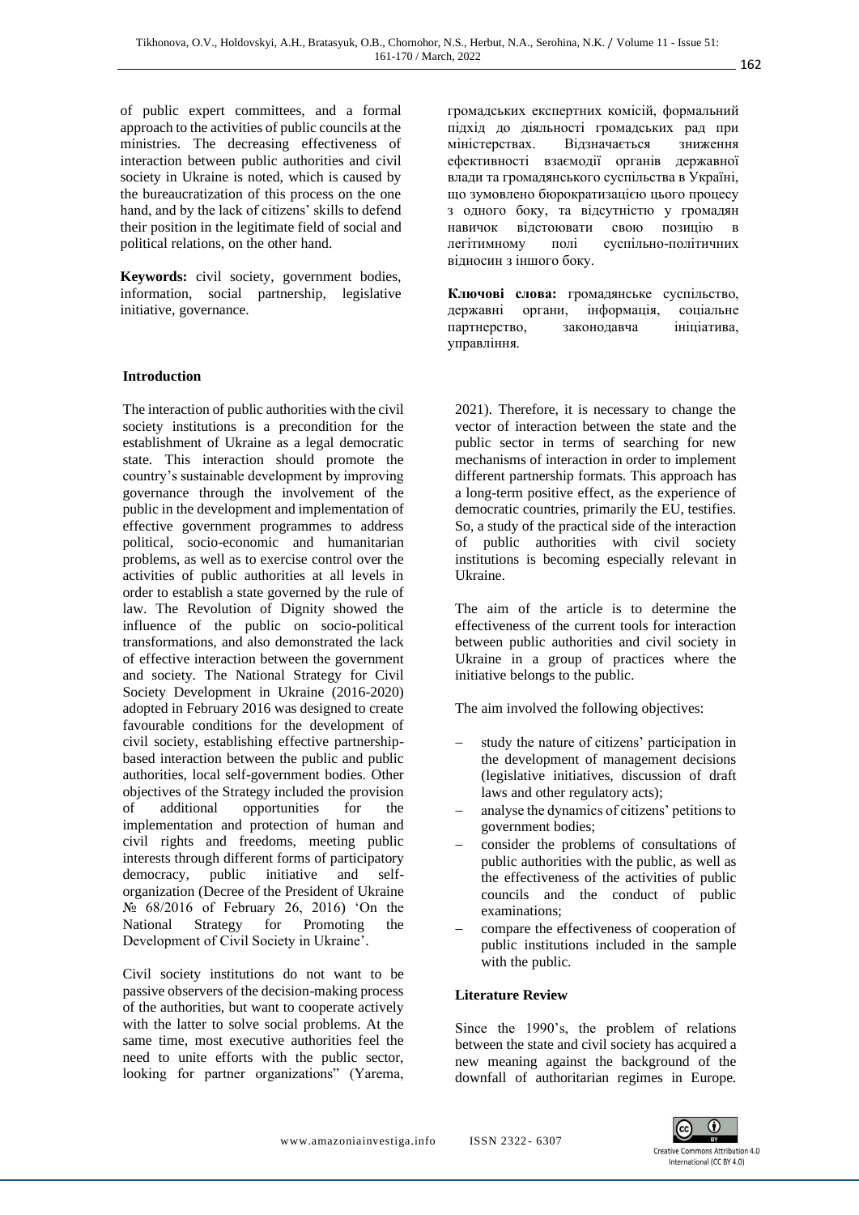of public expert committees, and a formal approach to the activities of public councils at the ministries. The decreasing effectiveness of interaction between public authorities and civil society in Ukraine is noted, which is caused by the bureaucratization of this process on the one hand, and by the lack of citizens' skills to defend their position in the legitimate field of social and political relations, on the other hand.

**Keywords:** civil society, government bodies, information, social partnership, legislative initiative, governance.

громадських експертних комісій, формальний підхід до діяльності громадських рад при міністерствах. Відзначається зниження ефективності взаємодії органів державної влади та громадянського суспільства в Україні, що зумовлено бюрократизацією цього процесу з одного боку, та відсутністю у громадян навичок відстоювати свою позицію в легітимному полі суспільно-політичних відносин з іншого боку.

**Ключові слова:** громадянське суспільство, державні органи, інформація, соціальне партнерство, законодавча ініціатива, управління.

## Introduction

The interaction of public authorities with the civil society institutions is a precondition for the establishment of Ukraine as a legal democratic state. This interaction should promote the country's sustainable development by improving governance through the involvement of the public in the development and implementation of effective government programmes to address political, socio-economic and humanitarian problems, as well as to exercise control over the activities of public authorities at all levels in order to establish a state governed by the rule of law. The Revolution of Dignity showed the influence of the public on socio-political transformations, and also demonstrated the lack of effective interaction between the government and society. The National Strategy for Civil Society Development in Ukraine (2016-2020) adopted in February 2016 was designed to create favourable conditions for the development of civil society, establishing effective partnership-based interaction between the public and public authorities, local self-government bodies. Other objectives of the Strategy included the provision of additional opportunities for the implementation and protection of human and civil rights and freedoms, meeting public interests through different forms of participatory democracy, public initiative and self-organization (Decree of the President of Ukraine № 68/2016 of February 26, 2016) 'On the National Strategy for Promoting the Development of Civil Society in Ukraine'.

Civil society institutions do not want to be passive observers of the decision-making process of the authorities, but want to cooperate actively with the latter to solve social problems. At the same time, most executive authorities feel the need to unite efforts with the public sector, looking for partner organizations" (Yarema, 2021). Therefore, it is necessary to change the vector of interaction between the state and the public sector in terms of searching for new mechanisms of interaction in order to implement different partnership formats. This approach has a long-term positive effect, as the experience of democratic countries, primarily the EU, testifies. So, a study of the practical side of the interaction of public authorities with civil society institutions is becoming especially relevant in Ukraine.

The aim of the article is to determine the effectiveness of the current tools for interaction between public authorities and civil society in Ukraine in a group of practices where the initiative belongs to the public.

The aim involved the following objectives:

- study the nature of citizens' participation in the development of management decisions (legislative initiatives, discussion of draft laws and other regulatory acts);
- analyse the dynamics of citizens' petitions to government bodies;
- consider the problems of consultations of public authorities with the public, as well as the effectiveness of the activities of public councils and the conduct of public examinations;
- compare the effectiveness of cooperation of public institutions included in the sample with the public.

## Literature Review

Since the 1990's, the problem of relations between the state and civil society has acquired a new meaning against the background of the downfall of authoritarian regimes in Europe.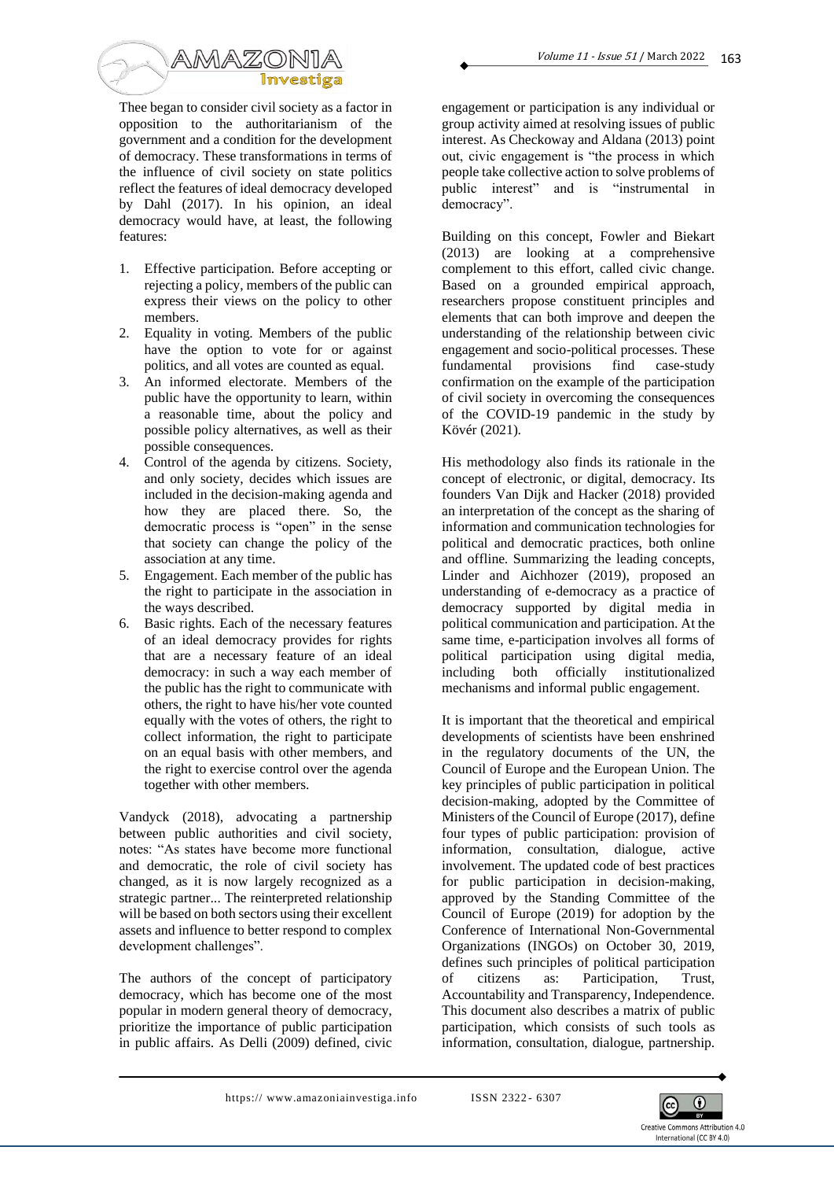Thee began to consider civil society as a factor in opposition to the authoritarianism of the government and a condition for the development of democracy. These transformations in terms of the influence of civil society on state politics reflect the features of ideal democracy developed by Dahl (2017). In his opinion, an ideal democracy would have, at least, the following features:

1. Effective participation. Before accepting or rejecting a policy, members of the public can express their views on the policy to other members.
2. Equality in voting. Members of the public have the option to vote for or against politics, and all votes are counted as equal.
3. An informed electorate. Members of the public have the opportunity to learn, within a reasonable time, about the policy and possible policy alternatives, as well as their possible consequences.
4. Control of the agenda by citizens. Society, and only society, decides which issues are included in the decision-making agenda and how they are placed there. So, the democratic process is "open" in the sense that society can change the policy of the association at any time.
5. Engagement. Each member of the public has the right to participate in the association in the ways described.
6. Basic rights. Each of the necessary features of an ideal democracy provides for rights that are a necessary feature of an ideal democracy: in such a way each member of the public has the right to communicate with others, the right to have his/her vote counted equally with the votes of others, the right to collect information, the right to participate on an equal basis with other members, and the right to exercise control over the agenda together with other members.

Vandyck (2018), advocating a partnership between public authorities and civil society, notes: "As states have become more functional and democratic, the role of civil society has changed, as it is now largely recognized as a strategic partner... The reinterpreted relationship will be based on both sectors using their excellent assets and influence to better respond to complex development challenges".

The authors of the concept of participatory democracy, which has become one of the most popular in modern general theory of democracy, prioritize the importance of public participation in public affairs. As Delli (2009) defined, civic engagement or participation is any individual or group activity aimed at resolving issues of public interest. As Checkoway and Aldana (2013) point out, civic engagement is "the process in which people take collective action to solve problems of public interest" and is "instrumental in democracy".

Building on this concept, Fowler and Biekart (2013) are looking at a comprehensive complement to this effort, called civic change. Based on a grounded empirical approach, researchers propose constituent principles and elements that can both improve and deepen the understanding of the relationship between civic engagement and socio-political processes. These fundamental provisions find case-study confirmation on the example of the participation of civil society in overcoming the consequences of the COVID-19 pandemic in the study by Kövér (2021).

His methodology also finds its rationale in the concept of electronic, or digital, democracy. Its founders Van Dijk and Hacker (2018) provided an interpretation of the concept as the sharing of information and communication technologies for political and democratic practices, both online and offline. Summarizing the leading concepts, Linder and Aichhozer (2019), proposed an understanding of e-democracy as a practice of democracy supported by digital media in political communication and participation. At the same time, e-participation involves all forms of political participation using digital media, including both officially institutionalized mechanisms and informal public engagement.

It is important that the theoretical and empirical developments of scientists have been enshrined in the regulatory documents of the UN, the Council of Europe and the European Union. The key principles of public participation in political decision-making, adopted by the Committee of Ministers of the Council of Europe (2017), define four types of public participation: provision of information, consultation, dialogue, active involvement. The updated code of best practices for public participation in decision-making, approved by the Standing Committee of the Council of Europe (2019) for adoption by the Conference of International Non-Governmental Organizations (INGOs) on October 30, 2019, defines such principles of political participation of citizens as: Participation, Trust, Accountability and Transparency, Independence. This document also describes a matrix of public participation, which consists of such tools as information, consultation, dialogue, partnership.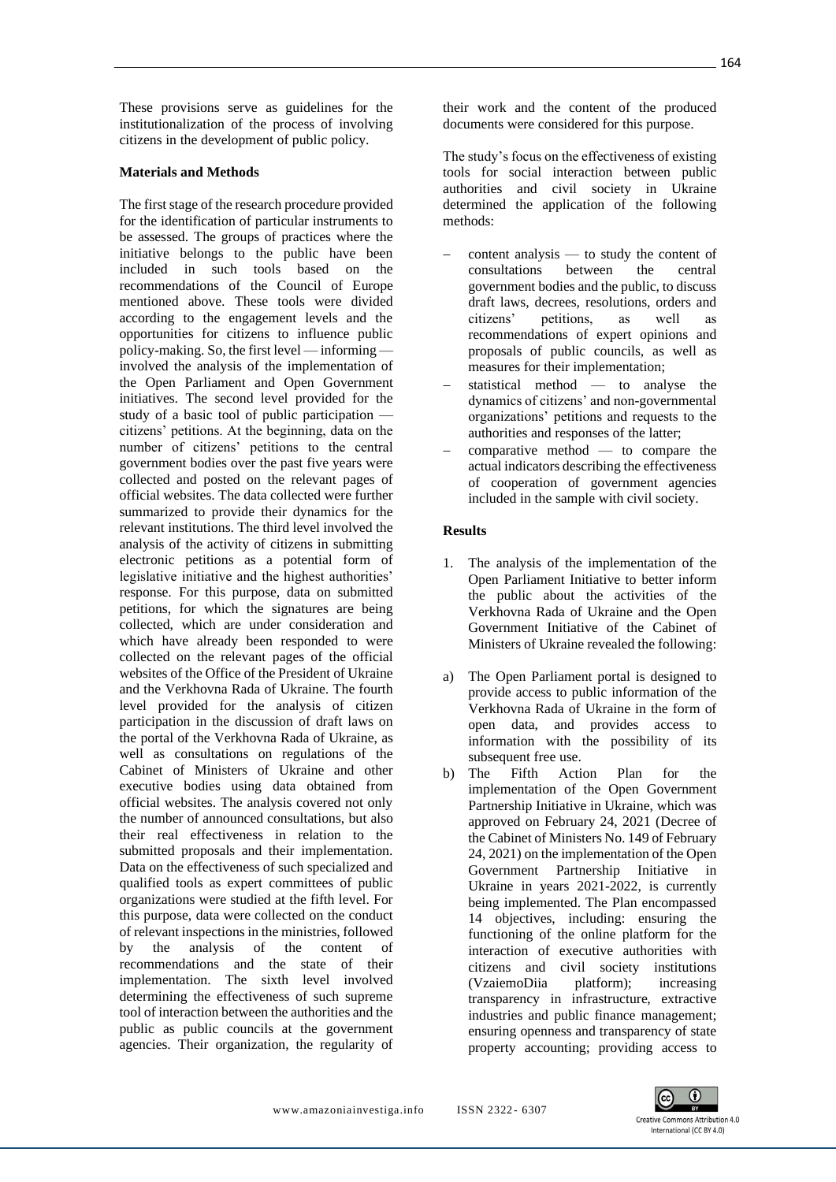These provisions serve as guidelines for the institutionalization of the process of involving citizens in the development of public policy.

## Materials and Methods

The first stage of the research procedure provided for the identification of particular instruments to be assessed. The groups of practices where the initiative belongs to the public have been included in such tools based on the recommendations of the Council of Europe mentioned above. These tools were divided according to the engagement levels and the opportunities for citizens to influence public policy-making. So, the first level — informing — involved the analysis of the implementation of the Open Parliament and Open Government initiatives. The second level provided for the study of a basic tool of public participation — citizens' petitions. At the beginning, data on the number of citizens' petitions to the central government bodies over the past five years were collected and posted on the relevant pages of official websites. The data collected were further summarized to provide their dynamics for the relevant institutions. The third level involved the analysis of the activity of citizens in submitting electronic petitions as a potential form of legislative initiative and the highest authorities' response. For this purpose, data on submitted petitions, for which the signatures are being collected, which are under consideration and which have already been responded to were collected on the relevant pages of the official websites of the Office of the President of Ukraine and the Verkhovna Rada of Ukraine. The fourth level provided for the analysis of citizen participation in the discussion of draft laws on the portal of the Verkhovna Rada of Ukraine, as well as consultations on regulations of the Cabinet of Ministers of Ukraine and other executive bodies using data obtained from official websites. The analysis covered not only the number of announced consultations, but also their real effectiveness in relation to the submitted proposals and their implementation. Data on the effectiveness of such specialized and qualified tools as expert committees of public organizations were studied at the fifth level. For this purpose, data were collected on the conduct of relevant inspections in the ministries, followed by the analysis of the content of recommendations and the state of their implementation. The sixth level involved determining the effectiveness of such supreme tool of interaction between the authorities and the public as public councils at the government agencies. Their organization, the regularity of their work and the content of the produced documents were considered for this purpose.

The study's focus on the effectiveness of existing tools for social interaction between public authorities and civil society in Ukraine determined the application of the following methods:

- content analysis — to study the content of consultations between the central government bodies and the public, to discuss draft laws, decrees, resolutions, orders and citizens' petitions, as well as recommendations of expert opinions and proposals of public councils, as well as measures for their implementation;
- statistical method — to analyse the dynamics of citizens' and non-governmental organizations' petitions and requests to the authorities and responses of the latter;
- comparative method — to compare the actual indicators describing the effectiveness of cooperation of government agencies included in the sample with civil society.

## Results

1. The analysis of the implementation of the Open Parliament Initiative to better inform the public about the activities of the Verkhovna Rada of Ukraine and the Open Government Initiative of the Cabinet of Ministers of Ukraine revealed the following:

a) The Open Parliament portal is designed to provide access to public information of the Verkhovna Rada of Ukraine in the form of open data, and provides access to information with the possibility of its subsequent free use.

b) The Fifth Action Plan for the implementation of the Open Government Partnership Initiative in Ukraine, which was approved on February 24, 2021 (Decree of the Cabinet of Ministers No. 149 of February 24, 2021) on the implementation of the Open Government Partnership Initiative in Ukraine in years 2021-2022, is currently being implemented. The Plan encompassed 14 objectives, including: ensuring the functioning of the online platform for the interaction of executive authorities with citizens and civil society institutions (VzaiemoDiia platform); increasing transparency in infrastructure, extractive industries and public finance management; ensuring openness and transparency of state property accounting; providing access to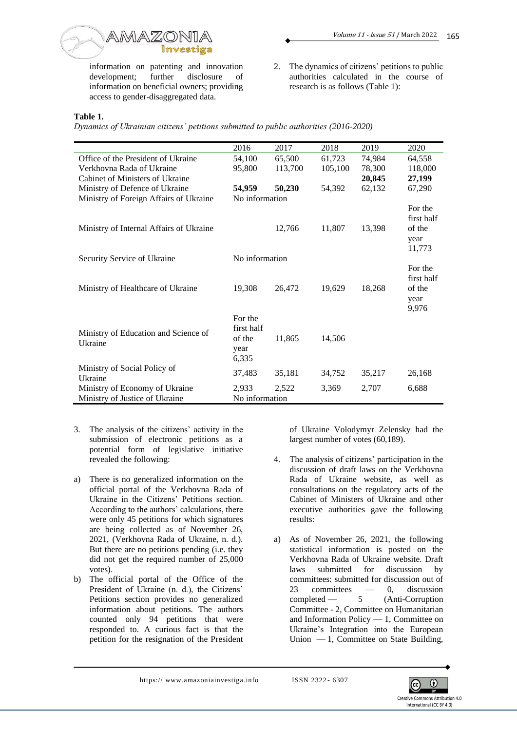information on patenting and innovation development; further disclosure of information on beneficial owners; providing access to gender-disaggregated data.

2. The dynamics of citizens' petitions to public authorities calculated in the course of research is as follows (Table 1):

**Table 1.**
*Dynamics of Ukrainian citizens' petitions submitted to public authorities (2016-2020)*

| | 2016 | 2017 | 2018 | 2019 | 2020 |
|---|---|---|---|---|---|
| Office of the President of Ukraine | 54,100 | 65,500 | 61,723 | 74,984 | 64,558 |
| Verkhovna Rada of Ukraine | 95,800 | 113,700 | 105,100 | 78,300 | 118,000 |
| Cabinet of Ministers of Ukraine | | | | **20,845** | **27,199** |
| Ministry of Defence of Ukraine | **54,959** | **50,230** | 54,392 | 62,132 | 67,290 |
| Ministry of Foreign Affairs of Ukraine | No information | | | | |
| Ministry of Internal Affairs of Ukraine | | 12,766 | 11,807 | 13,398 | For the first half of the year 11,773 |
| Security Service of Ukraine | No information | | | | |
| Ministry of Healthcare of Ukraine | 19,308 | 26,472 | 19,629 | 18,268 | For the first half of the year 9,976 |
| Ministry of Education and Science of Ukraine | For the first half of the year 6,335 | 11,865 | 14,506 | | |
| Ministry of Social Policy of Ukraine | 37,483 | 35,181 | 34,752 | 35,217 | 26,168 |
| Ministry of Economy of Ukraine | 2,933 | 2,522 | 3,369 | 2,707 | 6,688 |
| Ministry of Justice of Ukraine | No information | | | | |

3. The analysis of the citizens' activity in the submission of electronic petitions as a potential form of legislative initiative revealed the following:

a) There is no generalized information on the official portal of the Verkhovna Rada of Ukraine in the Citizens' Petitions section. According to the authors' calculations, there were only 45 petitions for which signatures are being collected as of November 26, 2021, (Verkhovna Rada of Ukraine, n. d.). But there are no petitions pending (i.e. they did not get the required number of 25,000 votes).

b) The official portal of the Office of the President of Ukraine (n. d.), the Citizens' Petitions section provides no generalized information about petitions. The authors counted only 94 petitions that were responded to. A curious fact is that the petition for the resignation of the President of Ukraine Volodymyr Zelensky had the largest number of votes (60,189).

4. The analysis of citizens' participation in the discussion of draft laws on the Verkhovna Rada of Ukraine website, as well as consultations on the regulatory acts of the Cabinet of Ministers of Ukraine and other executive authorities gave the following results:

a) As of November 26, 2021, the following statistical information is posted on the Verkhovna Rada of Ukraine website. Draft laws submitted for discussion by committees: submitted for discussion out of 23 committees — 0, discussion completed — 5 (Anti-Corruption Committee - 2, Committee on Humanitarian and Information Policy — 1, Committee on Ukraine's Integration into the European Union — 1, Committee on State Building,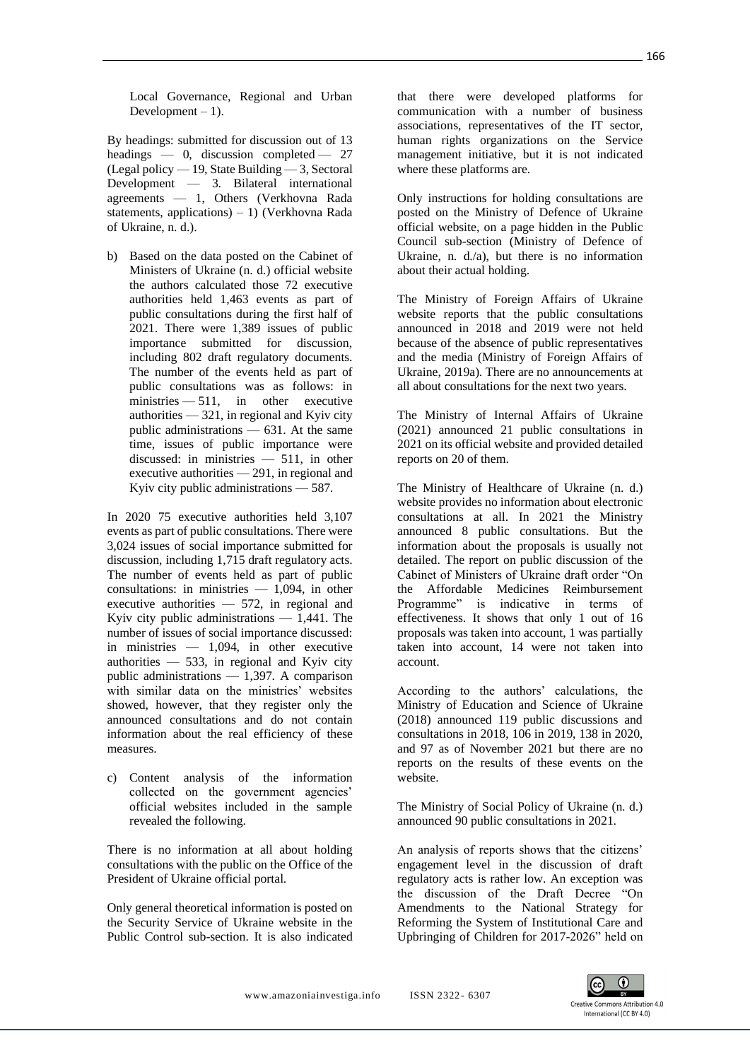Local Governance, Regional and Urban Development – 1).

By headings: submitted for discussion out of 13 headings — 0, discussion completed — 27 (Legal policy — 19, State Building — 3, Sectoral Development — 3. Bilateral international agreements — 1, Others (Verkhovna Rada statements, applications) – 1) (Verkhovna Rada of Ukraine, n. d.).

b) Based on the data posted on the Cabinet of Ministers of Ukraine (n. d.) official website the authors calculated those 72 executive authorities held 1,463 events as part of public consultations during the first half of 2021. There were 1,389 issues of public importance submitted for discussion, including 802 draft regulatory documents. The number of the events held as part of public consultations was as follows: in ministries — 511, in other executive authorities — 321, in regional and Kyiv city public administrations — 631. At the same time, issues of public importance were discussed: in ministries — 511, in other executive authorities — 291, in regional and Kyiv city public administrations — 587.

In 2020 75 executive authorities held 3,107 events as part of public consultations. There were 3,024 issues of social importance submitted for discussion, including 1,715 draft regulatory acts. The number of events held as part of public consultations: in ministries — 1,094, in other executive authorities — 572, in regional and Kyiv city public administrations — 1,441. The number of issues of social importance discussed: in ministries — 1,094, in other executive authorities — 533, in regional and Kyiv city public administrations — 1,397. A comparison with similar data on the ministries' websites showed, however, that they register only the announced consultations and do not contain information about the real efficiency of these measures.

c) Content analysis of the information collected on the government agencies' official websites included in the sample revealed the following.

There is no information at all about holding consultations with the public on the Office of the President of Ukraine official portal.

Only general theoretical information is posted on the Security Service of Ukraine website in the Public Control sub-section. It is also indicated that there were developed platforms for communication with a number of business associations, representatives of the IT sector, human rights organizations on the Service management initiative, but it is not indicated where these platforms are.

Only instructions for holding consultations are posted on the Ministry of Defence of Ukraine official website, on a page hidden in the Public Council sub-section (Ministry of Defence of Ukraine, n. d./a), but there is no information about their actual holding.

The Ministry of Foreign Affairs of Ukraine website reports that the public consultations announced in 2018 and 2019 were not held because of the absence of public representatives and the media (Ministry of Foreign Affairs of Ukraine, 2019a). There are no announcements at all about consultations for the next two years.

The Ministry of Internal Affairs of Ukraine (2021) announced 21 public consultations in 2021 on its official website and provided detailed reports on 20 of them.

The Ministry of Healthcare of Ukraine (n. d.) website provides no information about electronic consultations at all. In 2021 the Ministry announced 8 public consultations. But the information about the proposals is usually not detailed. The report on public discussion of the Cabinet of Ministers of Ukraine draft order "On the Affordable Medicines Reimbursement Programme" is indicative in terms of effectiveness. It shows that only 1 out of 16 proposals was taken into account, 1 was partially taken into account, 14 were not taken into account.

According to the authors' calculations, the Ministry of Education and Science of Ukraine (2018) announced 119 public discussions and consultations in 2018, 106 in 2019, 138 in 2020, and 97 as of November 2021 but there are no reports on the results of these events on the website.

The Ministry of Social Policy of Ukraine (n. d.) announced 90 public consultations in 2021.

An analysis of reports shows that the citizens' engagement level in the discussion of draft regulatory acts is rather low. An exception was the discussion of the Draft Decree "On Amendments to the National Strategy for Reforming the System of Institutional Care and Upbringing of Children for 2017-2026" held on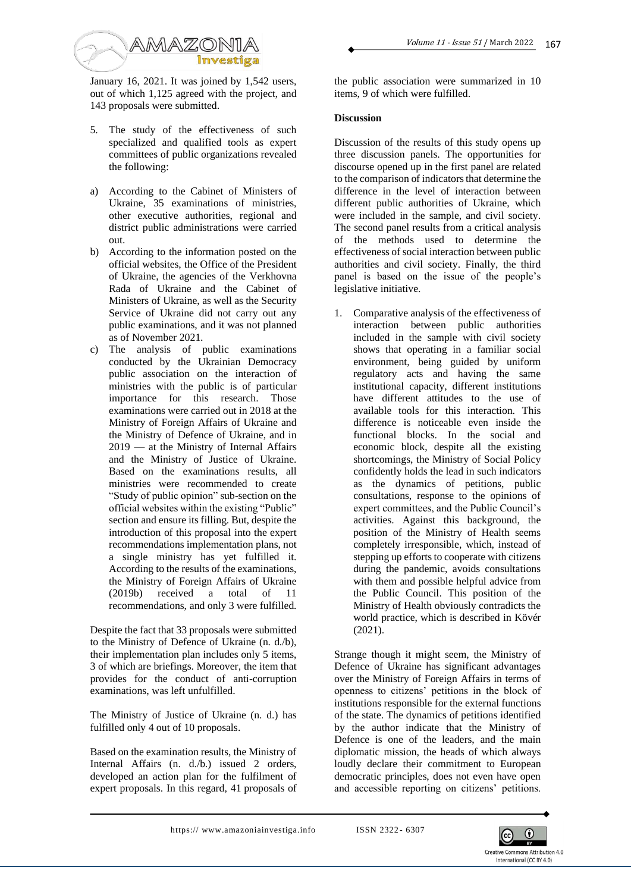January 16, 2021. It was joined by 1,542 users, out of which 1,125 agreed with the project, and 143 proposals were submitted.

5. The study of the effectiveness of such specialized and qualified tools as expert committees of public organizations revealed the following:

a) According to the Cabinet of Ministers of Ukraine, 35 examinations of ministries, other executive authorities, regional and district public administrations were carried out.
b) According to the information posted on the official websites, the Office of the President of Ukraine, the agencies of the Verkhovna Rada of Ukraine and the Cabinet of Ministers of Ukraine, as well as the Security Service of Ukraine did not carry out any public examinations, and it was not planned as of November 2021.
c) The analysis of public examinations conducted by the Ukrainian Democracy public association on the interaction of ministries with the public is of particular importance for this research. Those examinations were carried out in 2018 at the Ministry of Foreign Affairs of Ukraine and the Ministry of Defence of Ukraine, and in 2019 — at the Ministry of Internal Affairs and the Ministry of Justice of Ukraine. Based on the examinations results, all ministries were recommended to create "Study of public opinion" sub-section on the official websites within the existing "Public" section and ensure its filling. But, despite the introduction of this proposal into the expert recommendations implementation plans, not a single ministry has yet fulfilled it. According to the results of the examinations, the Ministry of Foreign Affairs of Ukraine (2019b) received a total of 11 recommendations, and only 3 were fulfilled.

Despite the fact that 33 proposals were submitted to the Ministry of Defence of Ukraine (n. d./b), their implementation plan includes only 5 items, 3 of which are briefings. Moreover, the item that provides for the conduct of anti-corruption examinations, was left unfulfilled.

The Ministry of Justice of Ukraine (n. d.) has fulfilled only 4 out of 10 proposals.

Based on the examination results, the Ministry of Internal Affairs (n. d./b.) issued 2 orders, developed an action plan for the fulfilment of expert proposals. In this regard, 41 proposals of the public association were summarized in 10 items, 9 of which were fulfilled.

**Discussion**

Discussion of the results of this study opens up three discussion panels. The opportunities for discourse opened up in the first panel are related to the comparison of indicators that determine the difference in the level of interaction between different public authorities of Ukraine, which were included in the sample, and civil society. The second panel results from a critical analysis of the methods used to determine the effectiveness of social interaction between public authorities and civil society. Finally, the third panel is based on the issue of the people's legislative initiative.

1. Comparative analysis of the effectiveness of interaction between public authorities included in the sample with civil society shows that operating in a familiar social environment, being guided by uniform regulatory acts and having the same institutional capacity, different institutions have different attitudes to the use of available tools for this interaction. This difference is noticeable even inside the functional blocks. In the social and economic block, despite all the existing shortcomings, the Ministry of Social Policy confidently holds the lead in such indicators as the dynamics of petitions, public consultations, response to the opinions of expert committees, and the Public Council's activities. Against this background, the position of the Ministry of Health seems completely irresponsible, which, instead of stepping up efforts to cooperate with citizens during the pandemic, avoids consultations with them and possible helpful advice from the Public Council. This position of the Ministry of Health obviously contradicts the world practice, which is described in Kövér (2021).

Strange though it might seem, the Ministry of Defence of Ukraine has significant advantages over the Ministry of Foreign Affairs in terms of openness to citizens' petitions in the block of institutions responsible for the external functions of the state. The dynamics of petitions identified by the author indicate that the Ministry of Defence is one of the leaders, and the main diplomatic mission, the heads of which always loudly declare their commitment to European democratic principles, does not even have open and accessible reporting on citizens' petitions.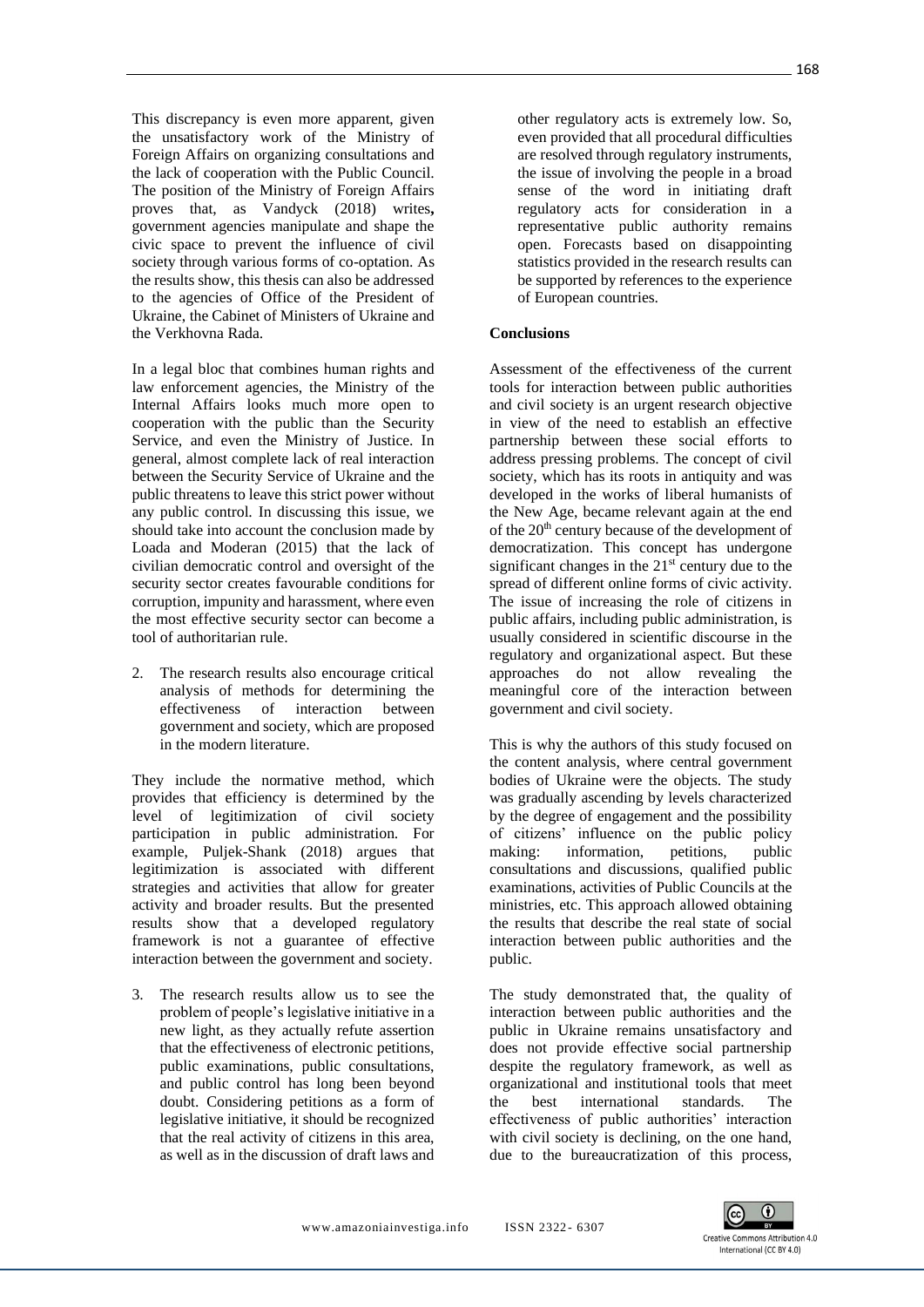This discrepancy is even more apparent, given the unsatisfactory work of the Ministry of Foreign Affairs on organizing consultations and the lack of cooperation with the Public Council. The position of the Ministry of Foreign Affairs proves that, as Vandyck (2018) writes**,** government agencies manipulate and shape the civic space to prevent the influence of civil society through various forms of co-optation. As the results show, this thesis can also be addressed to the agencies of Office of the President of Ukraine, the Cabinet of Ministers of Ukraine and the Verkhovna Rada.

In a legal bloc that combines human rights and law enforcement agencies, the Ministry of the Internal Affairs looks much more open to cooperation with the public than the Security Service, and even the Ministry of Justice. In general, almost complete lack of real interaction between the Security Service of Ukraine and the public threatens to leave this strict power without any public control. In discussing this issue, we should take into account the conclusion made by Loada and Moderan (2015) that the lack of civilian democratic control and oversight of the security sector creates favourable conditions for corruption, impunity and harassment, where even the most effective security sector can become a tool of authoritarian rule.

2. The research results also encourage critical analysis of methods for determining the effectiveness of interaction between government and society, which are proposed in the modern literature.

They include the normative method, which provides that efficiency is determined by the level of legitimization of civil society participation in public administration. For example, Puljek-Shank (2018) argues that legitimization is associated with different strategies and activities that allow for greater activity and broader results. But the presented results show that a developed regulatory framework is not a guarantee of effective interaction between the government and society.

3. The research results allow us to see the problem of people's legislative initiative in a new light, as they actually refute assertion that the effectiveness of electronic petitions, public examinations, public consultations, and public control has long been beyond doubt. Considering petitions as a form of legislative initiative, it should be recognized that the real activity of citizens in this area, as well as in the discussion of draft laws and other regulatory acts is extremely low. So, even provided that all procedural difficulties are resolved through regulatory instruments, the issue of involving the people in a broad sense of the word in initiating draft regulatory acts for consideration in a representative public authority remains open. Forecasts based on disappointing statistics provided in the research results can be supported by references to the experience of European countries.

## Conclusions

Assessment of the effectiveness of the current tools for interaction between public authorities and civil society is an urgent research objective in view of the need to establish an effective partnership between these social efforts to address pressing problems. The concept of civil society, which has its roots in antiquity and was developed in the works of liberal humanists of the New Age, became relevant again at the end of the 20th century because of the development of democratization. This concept has undergone significant changes in the 21st century due to the spread of different online forms of civic activity. The issue of increasing the role of citizens in public affairs, including public administration, is usually considered in scientific discourse in the regulatory and organizational aspect. But these approaches do not allow revealing the meaningful core of the interaction between government and civil society.

This is why the authors of this study focused on the content analysis, where central government bodies of Ukraine were the objects. The study was gradually ascending by levels characterized by the degree of engagement and the possibility of citizens' influence on the public policy making: information, petitions, public consultations and discussions, qualified public examinations, activities of Public Councils at the ministries, etc. This approach allowed obtaining the results that describe the real state of social interaction between public authorities and the public.

The study demonstrated that, the quality of interaction between public authorities and the public in Ukraine remains unsatisfactory and does not provide effective social partnership despite the regulatory framework, as well as organizational and institutional tools that meet the best international standards. The effectiveness of public authorities' interaction with civil society is declining, on the one hand, due to the bureaucratization of this process,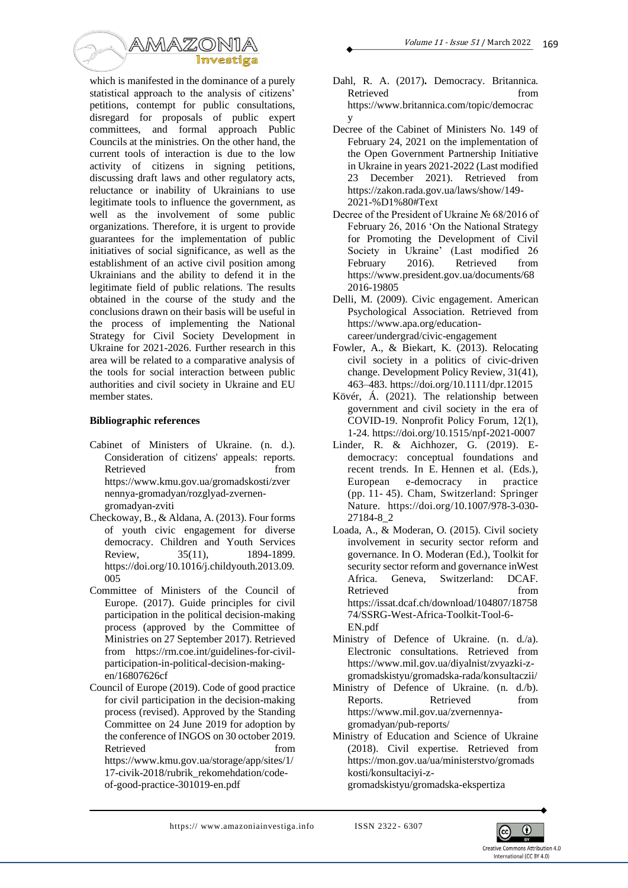which is manifested in the dominance of a purely statistical approach to the analysis of citizens' petitions, contempt for public consultations, disregard for proposals of public expert committees, and formal approach Public Councils at the ministries. On the other hand, the current tools of interaction is due to the low activity of citizens in signing petitions, discussing draft laws and other regulatory acts, reluctance or inability of Ukrainians to use legitimate tools to influence the government, as well as the involvement of some public organizations. Therefore, it is urgent to provide guarantees for the implementation of public initiatives of social significance, as well as the establishment of an active civil position among Ukrainians and the ability to defend it in the legitimate field of public relations. The results obtained in the course of the study and the conclusions drawn on their basis will be useful in the process of implementing the National Strategy for Civil Society Development in Ukraine for 2021-2026. Further research in this area will be related to a comparative analysis of the tools for social interaction between public authorities and civil society in Ukraine and EU member states.

**Bibliographic references**

Cabinet of Ministers of Ukraine. (n. d.). Consideration of citizens' appeals: reports. Retrieved from https://www.kmu.gov.ua/gromadskosti/zvernennya-gromadyan/rozglyad-zvernen-gromadyan-zviti

Checkoway, B., & Aldana, A. (2013). Four forms of youth civic engagement for diverse democracy. Children and Youth Services Review, 35(11), 1894-1899. https://doi.org/10.1016/j.childyouth.2013.09.005

Committee of Ministers of the Council of Europe. (2017). Guide principles for civil participation in the political decision-making process (approved by the Committee of Ministries on 27 September 2017). Retrieved from https://rm.coe.int/guidelines-for-civil-participation-in-political-decision-making-en/16807626cf

Council of Europe (2019). Code of good practice for civil participation in the decision-making process (revised). Approved by the Standing Committee on 24 June 2019 for adoption by the conference of INGOS on 30 october 2019. Retrieved from https://www.kmu.gov.ua/storage/app/sites/1/17-civik-2018/rubrik_rekomehdation/code-of-good-practice-301019-en.pdf

Dahl, R. A. (2017). Democracy. Britannica. Retrieved from https://www.britannica.com/topic/democracy

Decree of the Cabinet of Ministers No. 149 of February 24, 2021 on the implementation of the Open Government Partnership Initiative in Ukraine in years 2021-2022 (Last modified 23 December 2021). Retrieved from https://zakon.rada.gov.ua/laws/show/149-2021-%D1%80#Text

Decree of the President of Ukraine № 68/2016 of February 26, 2016 'On the National Strategy for Promoting the Development of Civil Society in Ukraine' (Last modified 26 February 2016). Retrieved from https://www.president.gov.ua/documents/682016-19805

Delli, M. (2009). Civic engagement. American Psychological Association. Retrieved from https://www.apa.org/education-career/undergrad/civic-engagement

Fowler, A., & Biekart, K. (2013). Relocating civil society in a politics of civic-driven change. Development Policy Review, 31(41), 463–483. https://doi.org/10.1111/dpr.12015

Kövér, Á. (2021). The relationship between government and civil society in the era of COVID-19. Nonprofit Policy Forum, 12(1), 1-24. https://doi.org/10.1515/npf-2021-0007

Linder, R. & Aichhozer, G. (2019). E-democracy: conceptual foundations and recent trends. In E. Hennen et al. (Eds.), European e-democracy in practice (pp. 11- 45). Cham, Switzerland: Springer Nature. https://doi.org/10.1007/978-3-030-27184-8_2

Loada, A., & Moderan, O. (2015). Civil society involvement in security sector reform and governance. In O. Moderan (Ed.), Toolkit for security sector reform and governance inWest Africa. Geneva, Switzerland: DCAF. Retrieved from https://issat.dcaf.ch/download/104807/1875874/SSRG-West-Africa-Toolkit-Tool-6-EN.pdf

Ministry of Defence of Ukraine. (n. d./a). Electronic consultations. Retrieved from https://www.mil.gov.ua/diyalnist/zvyazki-z-gromadskistyu/gromadska-rada/konsultaczii/

Ministry of Defence of Ukraine. (n. d./b). Reports. Retrieved from https://www.mil.gov.ua/zvernennya-gromadyan/pub-reports/

Ministry of Education and Science of Ukraine (2018). Civil expertise. Retrieved from https://mon.gov.ua/ua/ministerstvo/gromadskosti/konsultaciyi-z-gromadskistyu/gromadska-ekspertiza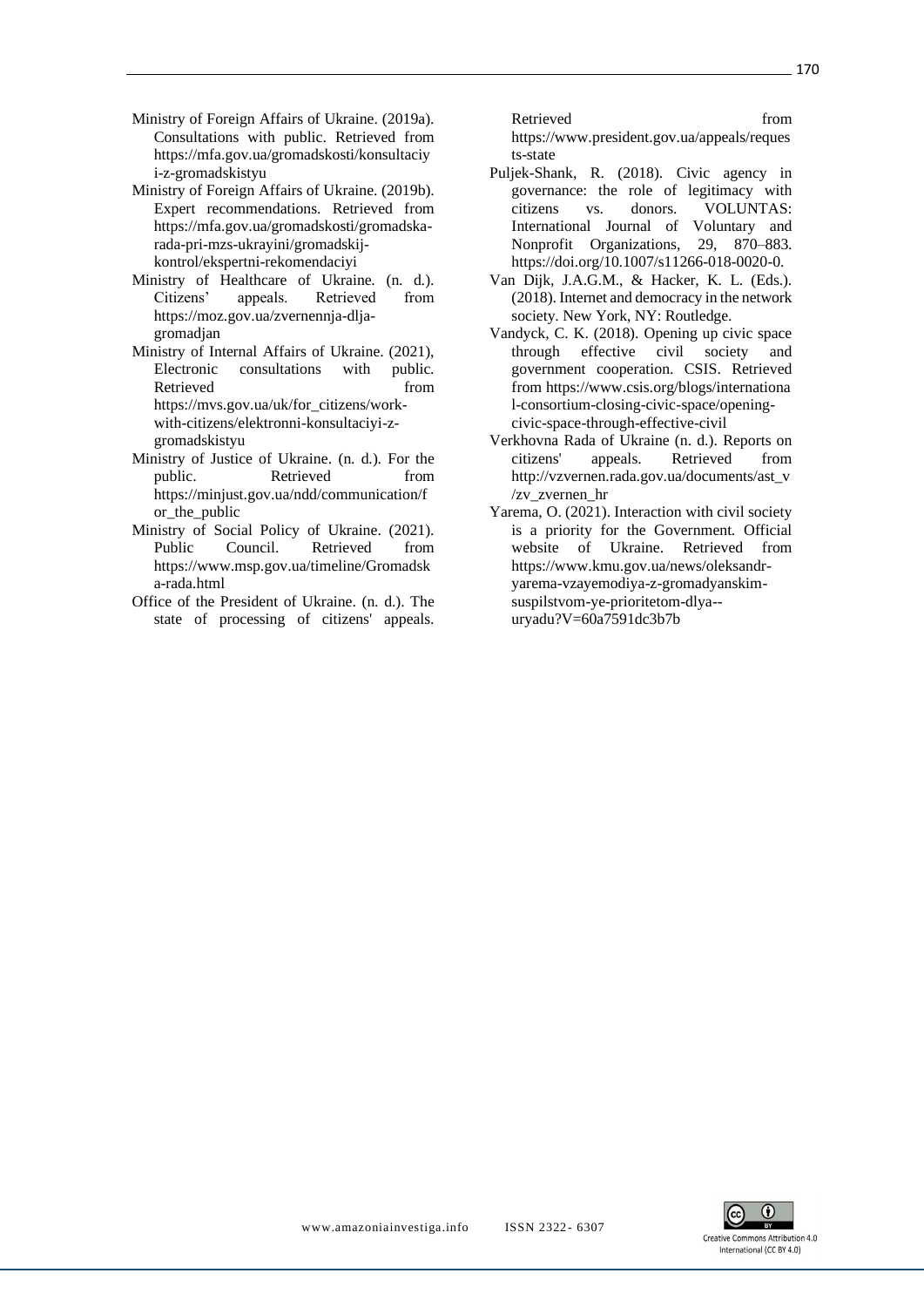Ministry of Foreign Affairs of Ukraine. (2019a). Consultations with public. Retrieved from https://mfa.gov.ua/gromadskosti/konsultaciyi-z-gromadskistyu

Ministry of Foreign Affairs of Ukraine. (2019b). Expert recommendations. Retrieved from https://mfa.gov.ua/gromadskosti/gromadska-rada-pri-mzs-ukrayini/gromadskij-kontrol/ekspertni-rekomendaciyi

Ministry of Healthcare of Ukraine. (n. d.). Citizens' appeals. Retrieved from https://moz.gov.ua/zvernennja-dlja-gromadjan

Ministry of Internal Affairs of Ukraine. (2021), Electronic consultations with public. Retrieved from https://mvs.gov.ua/uk/for_citizens/work-with-citizens/elektronni-konsultaciyi-z-gromadskistyu

Ministry of Justice of Ukraine. (n. d.). For the public. Retrieved from https://minjust.gov.ua/ndd/communication/for_the_public

Ministry of Social Policy of Ukraine. (2021). Public Council. Retrieved from https://www.msp.gov.ua/timeline/Gromadska-rada.html

Office of the President of Ukraine. (n. d.). The state of processing of citizens' appeals. Retrieved from https://www.president.gov.ua/appeals/requests-state

Puljek-Shank, R. (2018). Civic agency in governance: the role of legitimacy with citizens vs. donors. VOLUNTAS: International Journal of Voluntary and Nonprofit Organizations, 29, 870–883. https://doi.org/10.1007/s11266-018-0020-0.

Van Dijk, J.A.G.M., & Hacker, K. L. (Eds.). (2018). Internet and democracy in the network society. New York, NY: Routledge.

Vandyck, C. K. (2018). Opening up civic space through effective civil society and government cooperation. CSIS. Retrieved from https://www.csis.org/blogs/international-consortium-closing-civic-space/opening-civic-space-through-effective-civil

Verkhovna Rada of Ukraine (n. d.). Reports on citizens' appeals. Retrieved from http://vzvernen.rada.gov.ua/documents/ast_v/zv_zvernen_hr

Yarema, O. (2021). Interaction with civil society is a priority for the Government. Official website of Ukraine. Retrieved from https://www.kmu.gov.ua/news/oleksandr-yarema-vzayemodiya-z-gromadyanskim-suspilstvom-ye-prioritetom-dlya--uryadu?V=60a7591dc3b7b